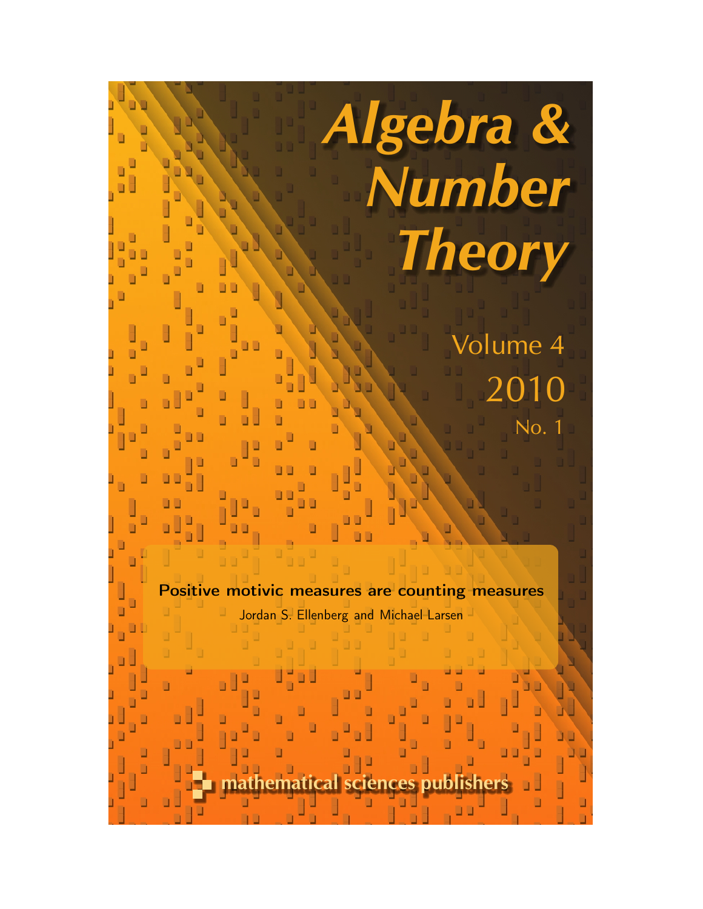# Algebra & Number Theory

Volume 4

2010

No. 1

**Positive motivic measures are counting measures**

Jordan S. Ellenberg and Michael Larsen

mathematical sciences publishers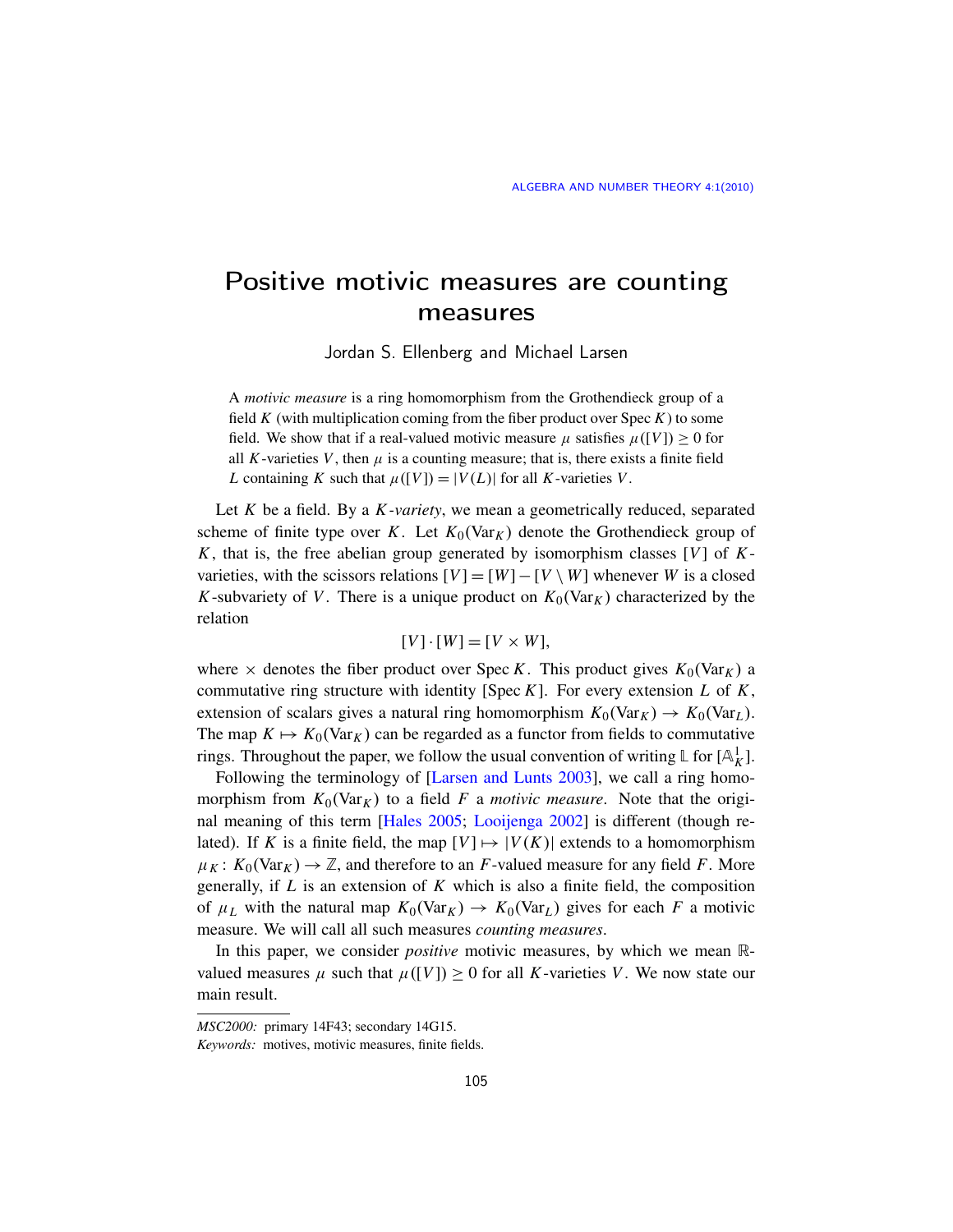# Positive motivic measures are counting measures

Jordan S. Ellenberg and Michael Larsen

> A *motivic measure* is a ring homomorphism from the Grothendieck group of a field $K$ (with multiplication coming from the fiber product over Spec $K$) to some field. We show that if a real-valued motivic measure $\mu$ satisfies $\mu([V]) \geq 0$ for all $K$-varieties $V$, then $\mu$ is a counting measure; that is, there exists a finite field $L$ containing $K$ such that $\mu([V]) = |V(L)|$ for all $K$-varieties $V$.

Let $K$ be a field. By a *$K$-variety*, we mean a geometrically reduced, separated scheme of finite type over $K$. Let $K_0(\mathrm{Var}_K)$ denote the Grothendieck group of $K$, that is, the free abelian group generated by isomorphism classes $[V]$ of $K$-varieties, with the scissors relations $[V] = [W] - [V \setminus W]$ whenever $W$ is a closed $K$-subvariety of $V$. There is a unique product on $K_0(\mathrm{Var}_K)$ characterized by the relation

$$[V] \cdot [W] = [V \times W],$$

where $\times$ denotes the fiber product over Spec $K$. This product gives $K_0(\mathrm{Var}_K)$ a commutative ring structure with identity [Spec $K$]. For every extension $L$ of $K$, extension of scalars gives a natural ring homomorphism $K_0(\mathrm{Var}_K) \to K_0(\mathrm{Var}_L)$. The map $K \mapsto K_0(\mathrm{Var}_K)$ can be regarded as a functor from fields to commutative rings. Throughout the paper, we follow the usual convention of writing $\mathbb{L}$ for $[\mathbb{A}^1_K]$.

Following the terminology of [Larsen and Lunts 2003], we call a ring homomorphism from $K_0(\mathrm{Var}_K)$ to a field $F$ a *motivic measure*. Note that the original meaning of this term [Hales 2005; Looijenga 2002] is different (though related). If $K$ is a finite field, the map $[V] \mapsto |V(K)|$ extends to a homomorphism $\mu_K \colon K_0(\mathrm{Var}_K) \to \mathbb{Z}$, and therefore to an $F$-valued measure for any field $F$. More generally, if $L$ is an extension of $K$ which is also a finite field, the composition of $\mu_L$ with the natural map $K_0(\mathrm{Var}_K) \to K_0(\mathrm{Var}_L)$ gives for each $F$ a motivic measure. We will call all such measures *counting measures*.

In this paper, we consider *positive* motivic measures, by which we mean $\mathbb{R}$-valued measures $\mu$ such that $\mu([V]) \geq 0$ for all $K$-varieties $V$. We now state our main result.

---

*MSC2000:* primary 14F43; secondary 14G15.

*Keywords:* motives, motivic measures, finite fields.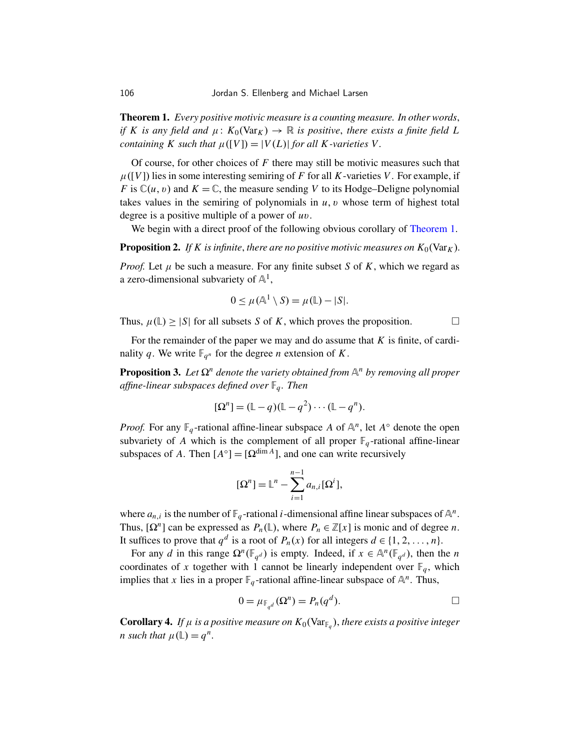**Theorem 1.** *Every positive motivic measure is a counting measure. In other words, if $K$ is any field and $\mu\colon K_0(\mathrm{Var}_K) \to \mathbb{R}$ is positive, there exists a finite field $L$ containing $K$ such that $\mu([V]) = |V(L)|$ for all $K$-varieties $V$.*

Of course, for other choices of $F$ there may still be motivic measures such that $\mu([V])$ lies in some interesting semiring of $F$ for all $K$-varieties $V$. For example, if $F$ is $\mathbb{C}(u, v)$ and $K = \mathbb{C}$, the measure sending $V$ to its Hodge–Deligne polynomial takes values in the semiring of polynomials in $u, v$ whose term of highest total degree is a positive multiple of a power of $uv$.

We begin with a direct proof of the following obvious corollary of Theorem 1.

**Proposition 2.** *If $K$ is infinite, there are no positive motivic measures on $K_0(\mathrm{Var}_K)$.*

*Proof.* Let $\mu$ be such a measure. For any finite subset $S$ of $K$, which we regard as a zero-dimensional subvariety of $\mathbb{A}^1$,

$$0 \le \mu(\mathbb{A}^1 \setminus S) = \mu(\mathbb{L}) - |S|.$$

Thus, $\mu(\mathbb{L}) \ge |S|$ for all subsets $S$ of $K$, which proves the proposition. $\square$

For the remainder of the paper we may and do assume that $K$ is finite, of cardinality $q$. We write $\mathbb{F}_{q^n}$ for the degree $n$ extension of $K$.

**Proposition 3.** *Let $\Omega^n$ denote the variety obtained from $\mathbb{A}^n$ by removing all proper affine-linear subspaces defined over $\mathbb{F}_q$. Then*

$$[\Omega^n] = (\mathbb{L} - q)(\mathbb{L} - q^2)\cdots(\mathbb{L} - q^n).$$

*Proof.* For any $\mathbb{F}_q$-rational affine-linear subspace $A$ of $\mathbb{A}^n$, let $A^\circ$ denote the open subvariety of $A$ which is the complement of all proper $\mathbb{F}_q$-rational affine-linear subspaces of $A$. Then $[A^\circ] = [\Omega^{\dim A}]$, and one can write recursively

$$[\Omega^n] = \mathbb{L}^n - \sum_{i=1}^{n-1} a_{n,i}[\Omega^i],$$

where $a_{n,i}$ is the number of $\mathbb{F}_q$-rational $i$-dimensional affine linear subspaces of $\mathbb{A}^n$. Thus, $[\Omega^n]$ can be expressed as $P_n(\mathbb{L})$, where $P_n \in \mathbb{Z}[x]$ is monic and of degree $n$. It suffices to prove that $q^d$ is a root of $P_n(x)$ for all integers $d \in \{1, 2, \ldots, n\}$.

For any $d$ in this range $\Omega^n(\mathbb{F}_{q^d})$ is empty. Indeed, if $x \in \mathbb{A}^n(\mathbb{F}_{q^d})$, then the $n$ coordinates of $x$ together with 1 cannot be linearly independent over $\mathbb{F}_q$, which implies that $x$ lies in a proper $\mathbb{F}_q$-rational affine-linear subspace of $\mathbb{A}^n$. Thus,

$$0 = \mu_{\mathbb{F}_{q^d}}(\Omega^n) = P_n(q^d). \qquad \square$$

**Corollary 4.** *If $\mu$ is a positive measure on $K_0(\mathrm{Var}_{\mathbb{F}_q})$, there exists a positive integer $n$ such that $\mu(\mathbb{L}) = q^n$.*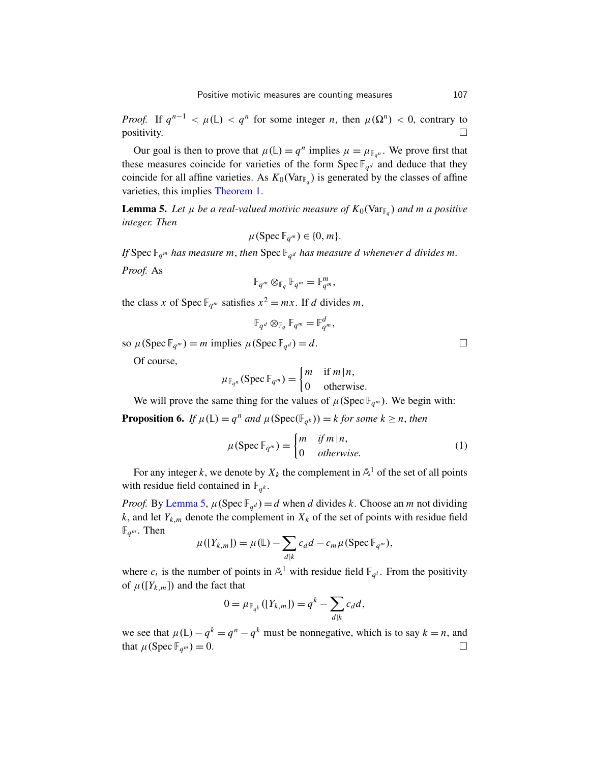*Proof.* If $q^{n-1} < \mu(\mathbb{L}) < q^n$ for some integer $n$, then $\mu(\Omega^n) < 0$, contrary to positivity. $\square$

Our goal is then to prove that $\mu(\mathbb{L}) = q^n$ implies $\mu = \mu_{\mathbb{F}_{q^n}}$. We prove first that these measures coincide for varieties of the form $\operatorname{Spec} \mathbb{F}_{q^d}$ and deduce that they coincide for all affine varieties. As $K_0(\mathrm{Var}_{\mathbb{F}_q})$ is generated by the classes of affine varieties, this implies Theorem 1.

**Lemma 5.** *Let $\mu$ be a real-valued motivic measure of $K_0(\mathrm{Var}_{\mathbb{F}_q})$ and $m$ a positive integer. Then*

$$\mu(\operatorname{Spec} \mathbb{F}_{q^m}) \in \{0, m\}.$$

*If* $\operatorname{Spec} \mathbb{F}_{q^m}$ *has measure* $m$, *then* $\operatorname{Spec} \mathbb{F}_{q^d}$ *has measure* $d$ *whenever* $d$ *divides* $m$.

*Proof.* As

$$\mathbb{F}_{q^m} \otimes_{\mathbb{F}_q} \mathbb{F}_{q^m} = \mathbb{F}_{q^m}^m,$$

the class $x$ of $\operatorname{Spec} \mathbb{F}_{q^m}$ satisfies $x^2 = mx$. If $d$ divides $m$,

$$\mathbb{F}_{q^d} \otimes_{\mathbb{F}_q} \mathbb{F}_{q^m} = \mathbb{F}_{q^m}^d,$$

so $\mu(\operatorname{Spec} \mathbb{F}_{q^m}) = m$ implies $\mu(\operatorname{Spec} \mathbb{F}_{q^d}) = d$. $\square$

Of course,

$$\mu_{\mathbb{F}_{q^n}}(\operatorname{Spec} \mathbb{F}_{q^m}) = \begin{cases} m & \text{if } m \,|\, n, \\ 0 & \text{otherwise.} \end{cases}$$

We will prove the same thing for the values of $\mu(\operatorname{Spec} \mathbb{F}_{q^m})$. We begin with:

**Proposition 6.** *If $\mu(\mathbb{L}) = q^n$ and $\mu(\operatorname{Spec}(\mathbb{F}_{q^k})) = k$ for some $k \geq n$, then*

$$\mu(\operatorname{Spec} \mathbb{F}_{q^m}) = \begin{cases} m & \textit{if } m \,|\, n, \\ 0 & \textit{otherwise.} \end{cases} \tag{1}$$

For any integer $k$, we denote by $X_k$ the complement in $\mathbb{A}^1$ of the set of all points with residue field contained in $\mathbb{F}_{q^k}$.

*Proof.* By Lemma 5, $\mu(\operatorname{Spec} \mathbb{F}_{q^d}) = d$ when $d$ divides $k$. Choose an $m$ not dividing $k$, and let $Y_{k,m}$ denote the complement in $X_k$ of the set of points with residue field $\mathbb{F}_{q^m}$. Then

$$\mu([Y_{k,m}]) = \mu(\mathbb{L}) - \sum_{d|k} c_d d - c_m \mu(\operatorname{Spec} \mathbb{F}_{q^m}),$$

where $c_i$ is the number of points in $\mathbb{A}^1$ with residue field $\mathbb{F}_{q^i}$. From the positivity of $\mu([Y_{k,m}])$ and the fact that

$$0 = \mu_{\mathbb{F}_{q^k}}([Y_{k,m}]) = q^k - \sum_{d|k} c_d d,$$

we see that $\mu(\mathbb{L}) - q^k = q^n - q^k$ must be nonnegative, which is to say $k = n$, and that $\mu(\operatorname{Spec} \mathbb{F}_{q^m}) = 0$. $\square$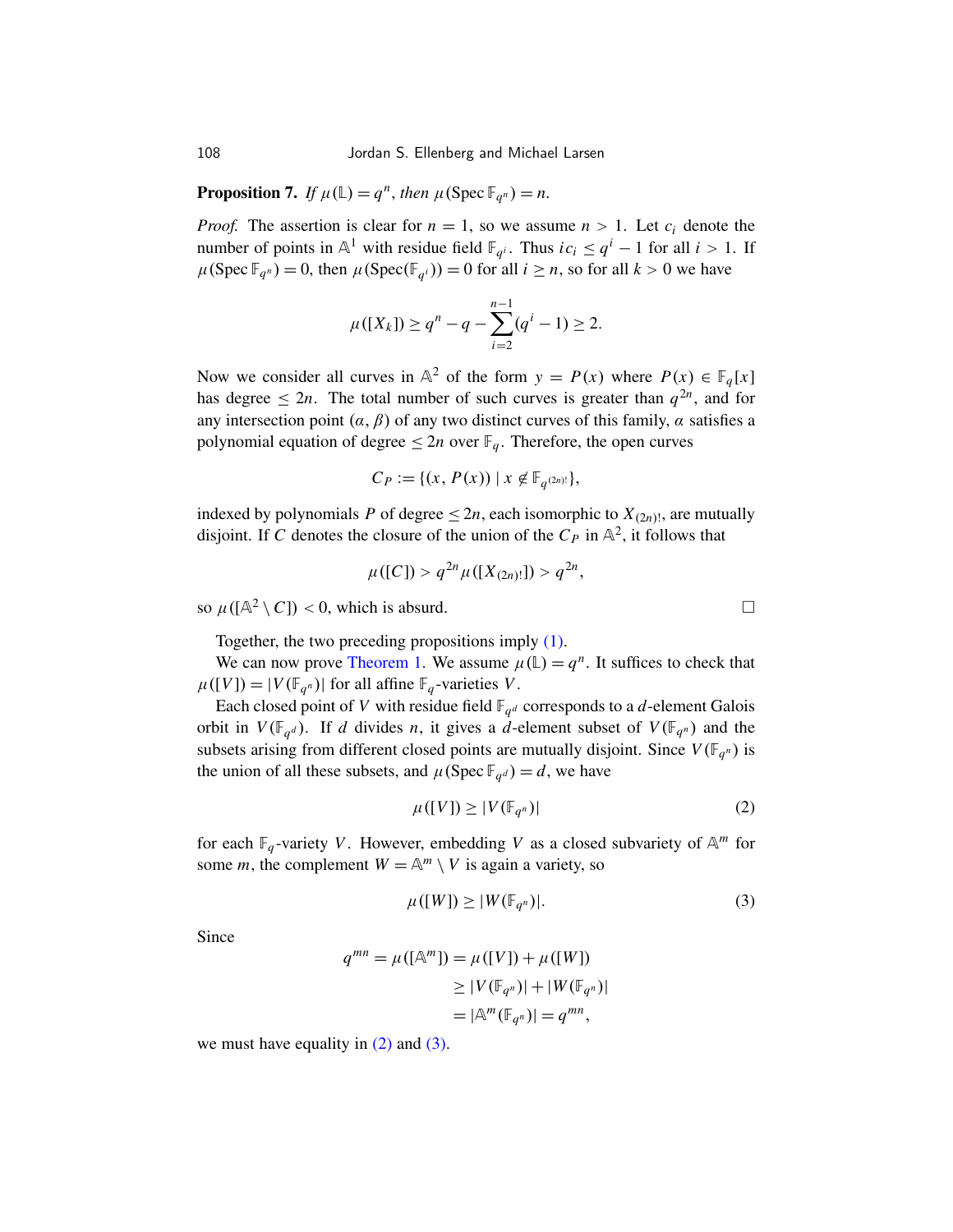**Proposition 7.** *If $\mu(\mathbb{L}) = q^n$, then $\mu(\operatorname{Spec} \mathbb{F}_{q^n}) = n$.*

*Proof.* The assertion is clear for $n = 1$, so we assume $n > 1$. Let $c_i$ denote the number of points in $\mathbb{A}^1$ with residue field $\mathbb{F}_{q^i}$. Thus $ic_i \leq q^i - 1$ for all $i > 1$. If $\mu(\operatorname{Spec} \mathbb{F}_{q^n}) = 0$, then $\mu(\operatorname{Spec}(\mathbb{F}_{q^i})) = 0$ for all $i \geq n$, so for all $k > 0$ we have

$$\mu([X_k]) \geq q^n - q - \sum_{i=2}^{n-1} (q^i - 1) \geq 2.$$

Now we consider all curves in $\mathbb{A}^2$ of the form $y = P(x)$ where $P(x) \in \mathbb{F}_q[x]$ has degree $\leq 2n$. The total number of such curves is greater than $q^{2n}$, and for any intersection point $(\alpha, \beta)$ of any two distinct curves of this family, $\alpha$ satisfies a polynomial equation of degree $\leq 2n$ over $\mathbb{F}_q$. Therefore, the open curves

$$C_P := \{(x, P(x)) \mid x \notin \mathbb{F}_{q^{(2n)!}}\},$$

indexed by polynomials $P$ of degree $\leq 2n$, each isomorphic to $X_{(2n)!}$, are mutually disjoint. If $C$ denotes the closure of the union of the $C_P$ in $\mathbb{A}^2$, it follows that

$$\mu([C]) > q^{2n} \mu([X_{(2n)!}]) > q^{2n},$$

so $\mu([\mathbb{A}^2 \setminus C]) < 0$, which is absurd. $\square$

Together, the two preceding propositions imply (1).

We can now prove Theorem 1. We assume $\mu(\mathbb{L}) = q^n$. It suffices to check that $\mu([V]) = |V(\mathbb{F}_{q^n})|$ for all affine $\mathbb{F}_q$-varieties $V$.

Each closed point of $V$ with residue field $\mathbb{F}_{q^d}$ corresponds to a $d$-element Galois orbit in $V(\mathbb{F}_{q^d})$. If $d$ divides $n$, it gives a $d$-element subset of $V(\mathbb{F}_{q^n})$ and the subsets arising from different closed points are mutually disjoint. Since $V(\mathbb{F}_{q^n})$ is the union of all these subsets, and $\mu(\operatorname{Spec} \mathbb{F}_{q^d}) = d$, we have

$$\mu([V]) \geq |V(\mathbb{F}_{q^n})| \tag{2}$$

for each $\mathbb{F}_q$-variety $V$. However, embedding $V$ as a closed subvariety of $\mathbb{A}^m$ for some $m$, the complement $W = \mathbb{A}^m \setminus V$ is again a variety, so

$$\mu([W]) \geq |W(\mathbb{F}_{q^n})|. \tag{3}$$

Since

$$\begin{aligned} q^{mn} = \mu([\mathbb{A}^m]) &= \mu([V]) + \mu([W]) \\ &\geq |V(\mathbb{F}_{q^n})| + |W(\mathbb{F}_{q^n})| \\ &= |\mathbb{A}^m(\mathbb{F}_{q^n})| = q^{mn}, \end{aligned}$$

we must have equality in (2) and (3).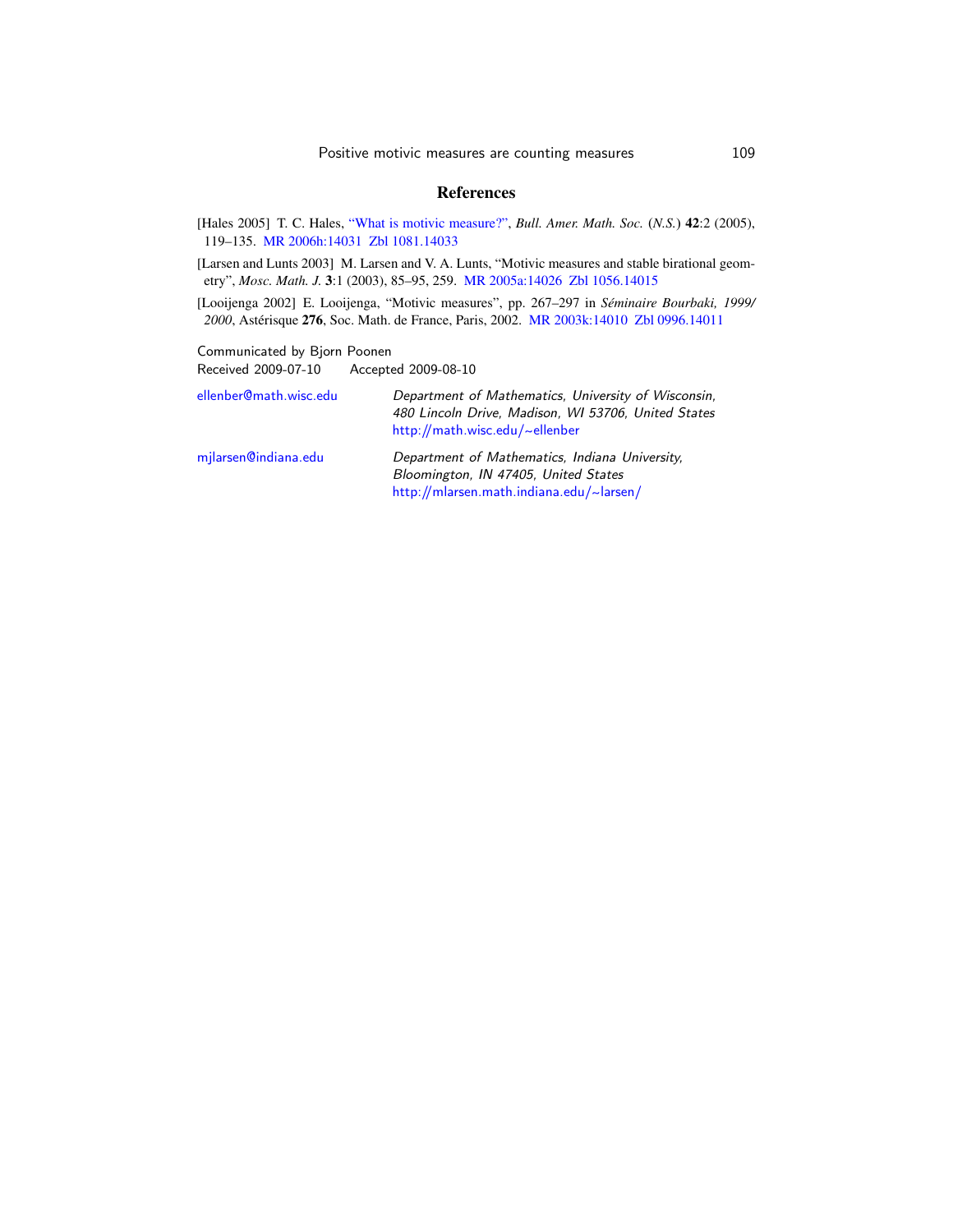## References

[Hales 2005] T. C. Hales, "What is motivic measure?", *Bull. Amer. Math. Soc.* (*N.S.*) **42**:2 (2005), 119–135. MR 2006h:14031 Zbl 1081.14033

[Larsen and Lunts 2003] M. Larsen and V. A. Lunts, "Motivic measures and stable birational geometry", *Mosc. Math. J.* **3**:1 (2003), 85–95, 259. MR 2005a:14026 Zbl 1056.14015

[Looijenga 2002] E. Looijenga, "Motivic measures", pp. 267–297 in *Séminaire Bourbaki, 1999/2000*, Astérisque **276**, Soc. Math. de France, Paris, 2002. MR 2003k:14010 Zbl 0996.14011

Communicated by Bjorn Poonen
Received 2009-07-10 Accepted 2009-08-10

ellenber@math.wisc.edu — *Department of Mathematics, University of Wisconsin, 480 Lincoln Drive, Madison, WI 53706, United States*
http://math.wisc.edu/~ellenber

mjlarsen@indiana.edu — *Department of Mathematics, Indiana University, Bloomington, IN 47405, United States*
http://mlarsen.math.indiana.edu/~larsen/